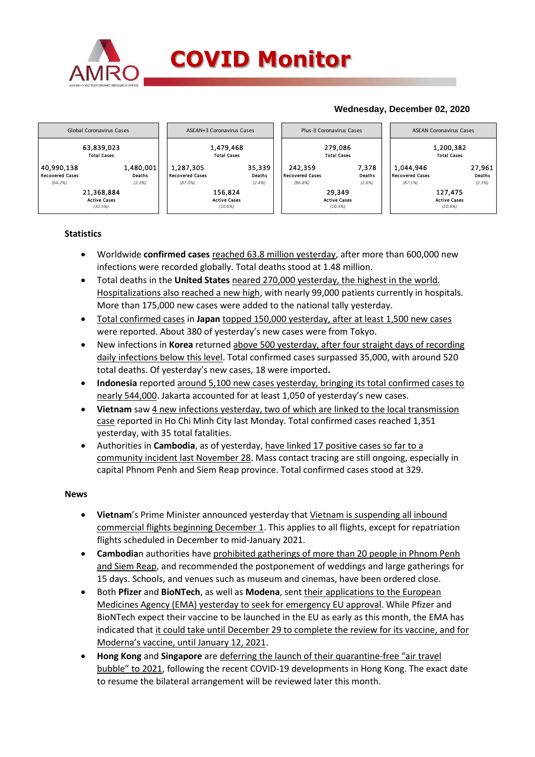# COVID Monitor

**Wednesday, December 02, 2020**

| Global Coronavirus Cases | | ASEAN+3 Coronavirus Cases | | Plus-3 Coronavirus Cases | | ASEAN Coronavirus Cases | |
|---|---|---|---|---|---|---|---|
| 63,839,023 Total Cases | | 1,479,468 Total Cases | | 279,086 Total Cases | | 1,200,382 Total Cases | |
| 40,990,138 Recovered Cases (64.2%) | 1,480,001 Deaths (2.3%) | 1,287,305 Recovered Cases (87.0%) | 35,339 Deaths (2.4%) | 242,359 Recovered Cases (86.8%) | 7,378 Deaths (2.6%) | 1,044,946 Recovered Cases (87.1%) | 27,961 Deaths (2.3%) |
| 21,368,884 Active Cases (33.5%) | | 156,824 Active Cases (10.6%) | | 29,349 Active Cases (10.5%) | | 127,475 Active Cases (10.6%) | |

## Statistics

- Worldwide **confirmed cases** reached 63.8 million yesterday, after more than 600,000 new infections were recorded globally. Total deaths stood at 1.48 million.
- Total deaths in the **United States** neared 270,000 yesterday, the highest in the world. Hospitalizations also reached a new high, with nearly 99,000 patients currently in hospitals. More than 175,000 new cases were added to the national tally yesterday.
- Total confirmed cases in **Japan** topped 150,000 yesterday, after at least 1,500 new cases were reported. About 380 of yesterday's new cases were from Tokyo.
- New infections in **Korea** returned above 500 yesterday, after four straight days of recording daily infections below this level. Total confirmed cases surpassed 35,000, with around 520 total deaths. Of yesterday's new cases, 18 were imported**.**
- **Indonesia** reported around 5,100 new cases yesterday, bringing its total confirmed cases to nearly 544,000. Jakarta accounted for at least 1,050 of yesterday's new cases.
- **Vietnam** saw 4 new infections yesterday, two of which are linked to the local transmission case reported in Ho Chi Minh City last Monday. Total confirmed cases reached 1,351 yesterday, with 35 total fatalities.
- Authorities in **Cambodia**, as of yesterday, have linked 17 positive cases so far to a community incident last November 28. Mass contact tracing are still ongoing, especially in capital Phnom Penh and Siem Reap province. Total confirmed cases stood at 329.

## News

- **Vietnam**'s Prime Minister announced yesterday that Vietnam is suspending all inbound commercial flights beginning December 1. This applies to all flights, except for repatriation flights scheduled in December to mid-January 2021.
- **Cambodia**n authorities have prohibited gatherings of more than 20 people in Phnom Penh and Siem Reap, and recommended the postponement of weddings and large gatherings for 15 days. Schools, and venues such as museum and cinemas, have been ordered close.
- Both **Pfizer** and **BioNTech**, as well as **Modena**, sent their applications to the European Medicines Agency (EMA) yesterday to seek for emergency EU approval. While Pfizer and BioNTech expect their vaccine to be launched in the EU as early as this month, the EMA has indicated that it could take until December 29 to complete the review for its vaccine, and for Moderna's vaccine, until January 12, 2021.
- **Hong Kong** and **Singapore** are deferring the launch of their quarantine-free "air travel bubble" to 2021, following the recent COVID-19 developments in Hong Kong. The exact date to resume the bilateral arrangement will be reviewed later this month.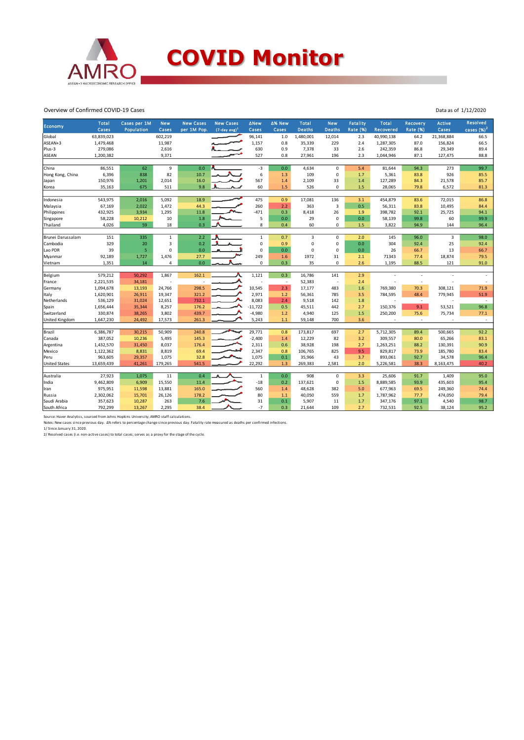# COVID Monitor

Overview of Confirmed COVID-19 Cases

Data as of 1/12/2020

| Economy | Total Cases | Cases per 1M Population | New Cases | New Cases per 1M Pop. | New Cases (7-day avg)[1] | ΔNew Cases | Δ% New Cases | Total Deaths | New Deaths | Fatality Rate (%) | Total Recovered | Recovery Rate (%) | Active Cases | Resolved cases (%)[2] |
|---|---|---|---|---|---|---|---|---|---|---|---|---|---|---|
| Global | 63,839,023 | | 602,219 | | | 96,141 | 1.0 | 1,480,001 | 12,014 | 2.3 | 40,990,138 | 64.2 | 21,368,884 | 66.5 |
| ASEAN+3 | 1,479,468 | | 11,987 | | | 1,157 | 0.8 | 35,339 | 229 | 2.4 | 1,287,305 | 87.0 | 156,824 | 66.5 |
| Plus-3 | 279,086 | | 2,616 | | | 630 | 0.9 | 7,378 | 33 | 2.6 | 242,359 | 86.8 | 29,349 | 89.4 |
| ASEAN | 1,200,382 | | 9,371 | | | 527 | 0.8 | 27,961 | 196 | 2.3 | 1,044,946 | 87.1 | 127,475 | 88.8 |
| | | | | | | | | | | | | | | |
| China | 86,551 | 62 | 9 | 0.0 | | -3 | 0.0 | 4,634 | 0 | 5.4 | 81,644 | 94.3 | 273 | 99.7 |
| Hong Kong, China | 6,396 | 838 | 82 | 10.7 | | 6 | 1.3 | 109 | 0 | 1.7 | 5,361 | 83.8 | 926 | 85.5 |
| Japan | 150,976 | 1,201 | 2,014 | 16.0 | | 567 | 1.4 | 2,109 | 33 | 1.4 | 127,289 | 84.3 | 21,578 | 85.7 |
| Korea | 35,163 | 675 | 511 | 9.8 | | 60 | 1.5 | 526 | 0 | 1.5 | 28,065 | 79.8 | 6,572 | 81.3 |
| | | | | | | | | | | | | | | |
| Indonesia | 543,975 | 2,016 | 5,092 | 18.9 | | 475 | 0.9 | 17,081 | 136 | 3.1 | 454,879 | 83.6 | 72,015 | 86.8 |
| Malaysia | 67,169 | 2,022 | 1,472 | 44.3 | | 260 | 2.2 | 363 | 3 | 0.5 | 56,311 | 83.8 | 10,495 | 84.4 |
| Philippines | 432,925 | 3,934 | 1,295 | 11.8 | | -471 | 0.3 | 8,418 | 26 | 1.9 | 398,782 | 92.1 | 25,725 | 94.1 |
| Singapore | 58,228 | 10,212 | 10 | 1.8 | | 5 | 0.0 | 29 | 0 | 0.0 | 58,139 | 99.8 | 60 | 99.9 |
| Thailand | 4,026 | 59 | 18 | 0.3 | | 8 | 0.4 | 60 | 0 | 1.5 | 3,822 | 94.9 | 144 | 96.4 |
| | | | | | | | | | | | | | | |
| Brunei Darussalam | 151 | 335 | 1 | 2.2 | | 1 | 0.7 | 3 | 0 | 2.0 | 145 | 96.0 | 3 | 98.0 |
| Cambodia | 329 | 20 | 3 | 0.2 | | 0 | 0.9 | 0 | 0 | 0.0 | 304 | 92.4 | 25 | 92.4 |
| Lao PDR | 39 | 5 | 0 | 0.0 | | 0 | 0.0 | 0 | 0 | 0.0 | 26 | 66.7 | 13 | 66.7 |
| Myanmar | 92,189 | 1,727 | 1,476 | 27.7 | | 249 | 1.6 | 1972 | 31 | 2.1 | 71343 | 77.4 | 18,874 | 79.5 |
| Vietnam | 1,351 | 14 | 4 | 0.0 | | 0 | 0.3 | 35 | 0 | 2.6 | 1,195 | 88.5 | 121 | 91.0 |
| | | | | | | | | | | | | | | |
| Belgium | 579,212 | 50,292 | 1,867 | 162.1 | | 1,121 | 0.3 | 16,786 | 141 | 2.9 | - | - | - | - |
| France | 2,221,535 | 34,181 | - | - | | - | - | 52,383 | - | 2.4 | - | - | - | - |
| Germany | 1,094,678 | 13,193 | 24,766 | 298.5 | | 10,545 | 2.3 | 17,177 | 483 | 1.6 | 769,380 | 70.3 | 308,121 | 71.9 |
| Italy | 1,620,901 | 26,911 | 19,347 | 321.2 | | 2,971 | 1.2 | 56,361 | 785 | 3.5 | 784,595 | 48.4 | 779,945 | 51.9 |
| Netherlands | 536,129 | 31,024 | 12,651 | 732.1 | | 8,083 | 2.4 | 9,518 | 142 | 1.8 | - | - | - | - |
| Spain | 1,656,444 | 35,344 | 8,257 | 176.2 | | -11,722 | 0.5 | 45,511 | 442 | 2.7 | 150,376 | 9.1 | 53,521 | 96.8 |
| Switzerland | 330,874 | 38,265 | 3,802 | 439.7 | | -4,980 | 1.2 | 4,940 | 125 | 1.5 | 250,200 | 75.6 | 75,734 | 77.1 |
| United Kingdom | 1,647,230 | 24,492 | 17,573 | 261.3 | | 5,243 | 1.1 | 59,148 | 700 | 3.6 | - | - | - | - |
| | | | | | | | | | | | | | | |
| Brazil | 6,386,787 | 30,215 | 50,909 | 240.8 | | 29,771 | 0.8 | 173,817 | 697 | 2.7 | 5,712,305 | 89.4 | 500,665 | 92.2 |
| Canada | 387,052 | 10,236 | 5,495 | 145.3 | | -2,400 | 1.4 | 12,229 | 82 | 3.2 | 309,557 | 80.0 | 65,266 | 83.1 |
| Argentina | 1,432,570 | 31,450 | 8,037 | 176.4 | | 2,311 | 0.6 | 38,928 | 198 | 2.7 | 1,263,251 | 88.2 | 130,391 | 90.9 |
| Mexico | 1,122,362 | 8,831 | 8,819 | 69.4 | | 2,347 | 0.8 | 106,765 | 825 | 9.5 | 829,817 | 73.9 | 185,780 | 83.4 |
| Peru | 963,605 | 29,357 | 1,075 | 32.8 | | 1,075 | 0.1 | 35,966 | 43 | 3.7 | 893,061 | 92.7 | 34,578 | 96.4 |
| United States | 13,659,439 | 41,261 | 179,265 | 541.5 | | 22,292 | 1.3 | 269,383 | 2,581 | 2.0 | 5,226,581 | 38.3 | 8,163,475 | 40.2 |
| | | | | | | | | | | | | | | |
| Australia | 27,923 | 1,075 | 11 | 0.4 | | 1 | 0.0 | 908 | 0 | 3.3 | 25,606 | 91.7 | 1,409 | 95.0 |
| India | 9,462,809 | 6,909 | 15,550 | 11.4 | | -18 | 0.2 | 137,621 | 0 | 1.5 | 8,889,585 | 93.9 | 435,603 | 95.4 |
| Iran | 975,951 | 11,598 | 13,881 | 165.0 | | 560 | 1.4 | 48,628 | 382 | 5.0 | 677,963 | 69.5 | 249,360 | 74.4 |
| Russia | 2,302,062 | 15,701 | 26,126 | 178.2 | | 80 | 1.1 | 40,050 | 559 | 1.7 | 1,787,962 | 77.7 | 474,050 | 79.4 |
| Saudi Arabia | 357,623 | 10,287 | 263 | 7.6 | | 31 | 0.1 | 5,907 | 11 | 1.7 | 347,176 | 97.1 | 4,540 | 98.7 |
| South Africa | 792,299 | 13,267 | 2,295 | 38.4 | | -7 | 0.3 | 21,644 | 109 | 2.7 | 732,531 | 92.5 | 38,124 | 95.2 |

Source: Haver Analytics, sourced from Johns Hopkins University; AMRO staff calculations.

Notes: New cases since previous day. Δ% refers to percentage change since previous day. Fatality rate measured as deaths per confirmed infections.

1/ Since January 31, 2020.

2/ Resolved cases (i.e. non-active cases) to total cases; serves as a proxy for the stage of the cycle.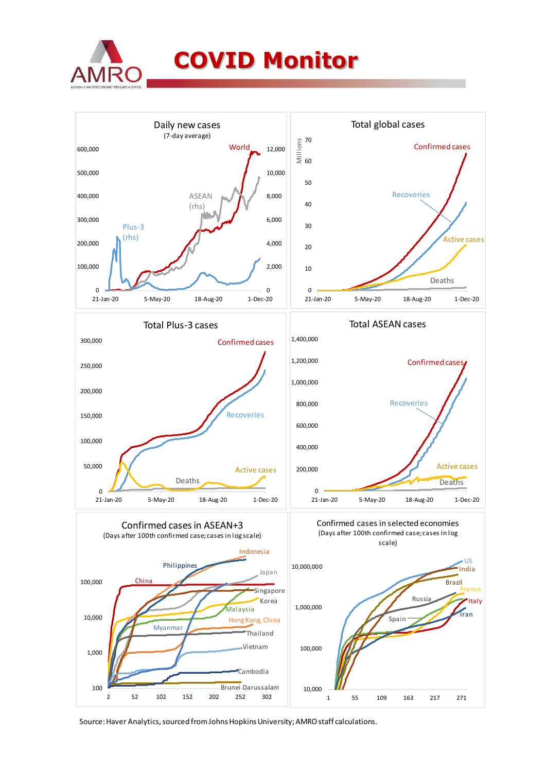# COVID Monitor

AMRO
ASEAN+3 MACROECONOMIC RESEARCH OFFICE

## Daily new cases

(7-day average)

World
ASEAN (rhs)
Plus-3 (rhs)

600,000
500,000
400,000
300,000
200,000
100,000
0

12,000
10,000
8,000
6,000
4,000
2,000
0

21-Jan-20
5-May-20
18-Aug-20
1-Dec-20

## Total global cases

Millions

70
60
50
40
30
20
10
0

Confirmed cases
Recoveries
Active cases
Deaths

21-Jan-20
5-May-20
18-Aug-20
1-Dec-20

## Total Plus-3 cases

300,000
250,000
200,000
150,000
100,000
50,000
0

Confirmed cases
Recoveries
Active cases
Deaths

21-Jan-20
5-May-20
18-Aug-20
1-Dec-20

## Total ASEAN cases

1,400,000
1,200,000
1,000,000
800,000
600,000
400,000
200,000
0

Confirmed cases
Recoveries
Active cases
Deaths

21-Jan-20
5-May-20
18-Aug-20
1-Dec-20

## Confirmed cases in ASEAN+3

(Days after 100th confirmed case; cases in log scale)

Indonesia
Philippines
Japan
China
Singapore
Korea
Malaysia
Hong Kong, China
Myanmar
Thailand
Vietnam
Cambodia
Brunei Darussalam

100,000
10,000
1,000
100

2
52
102
152
202
252
302

## Confirmed cases in selected economies

(Days after 100th confirmed case; cases in log scale)

US
India
Brazil
France
Russia
Italy
Spain
Iran

10,000,000
1,000,000
100,000
10,000

1
55
109
163
217
271

Source: Haver Analytics, sourced from Johns Hopkins University; AMRO staff calculations.